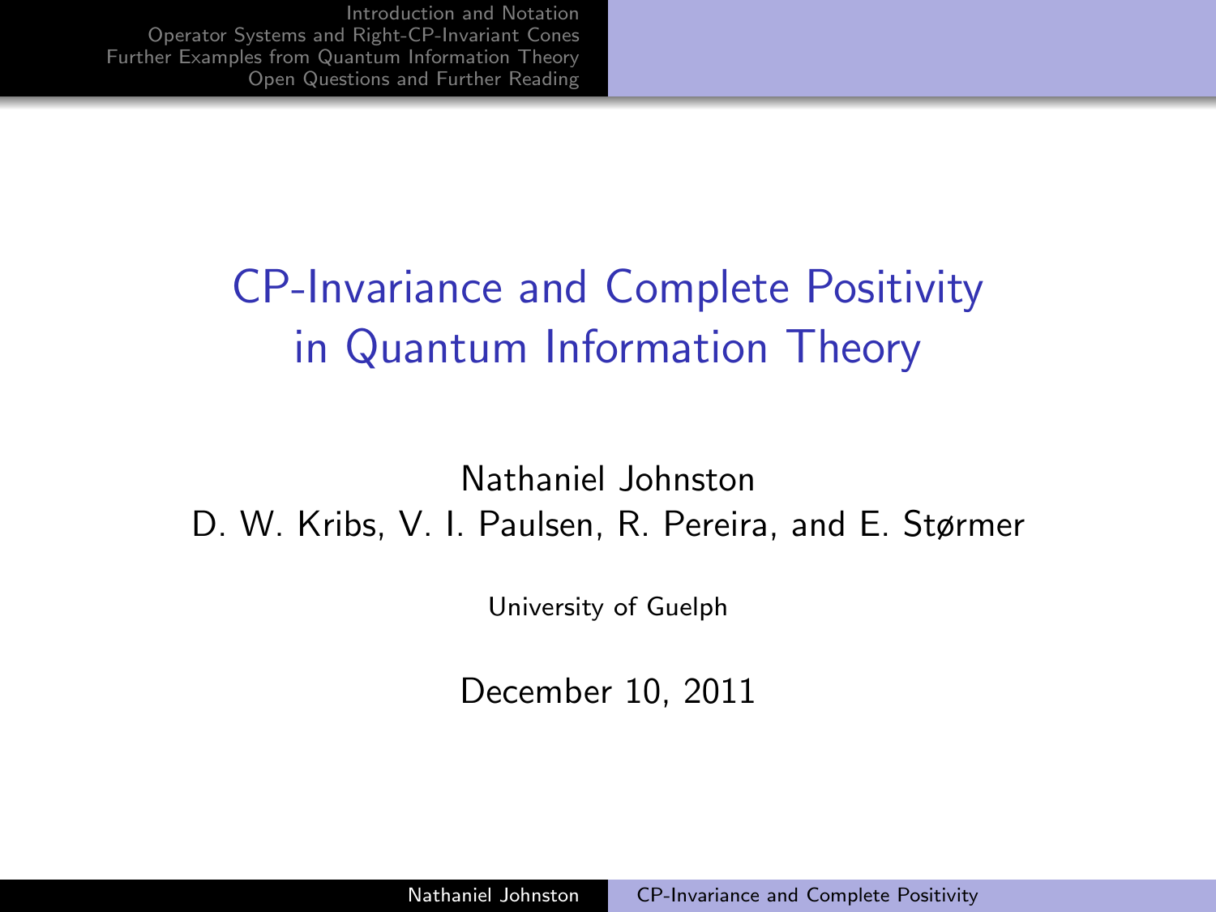# CP-Invariance and Complete Positivity in Quantum Information Theory

Nathaniel Johnston

D. W. Kribs, V. I. Paulsen, R. Pereira, and E. Størmer

University of Guelph

December 10, 2011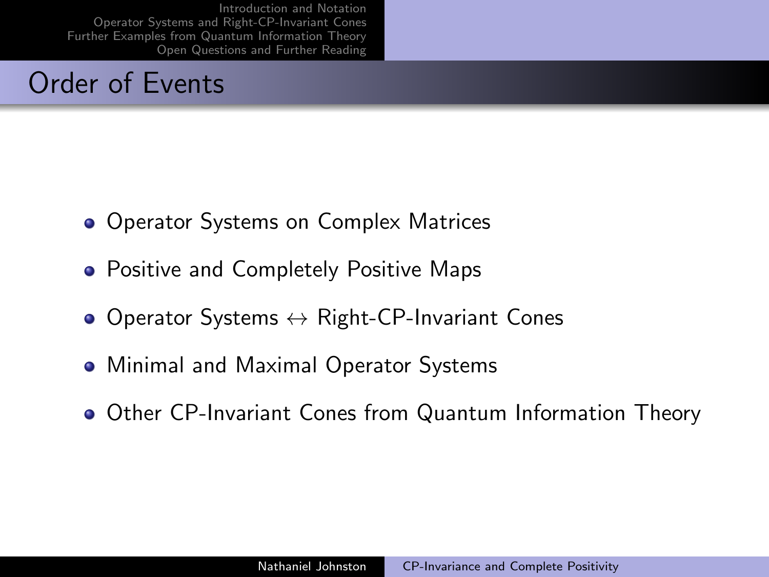# Order of Events

- Operator Systems on Complex Matrices
- Positive and Completely Positive Maps
- Operator Systems $\leftrightarrow$ Right-CP-Invariant Cones
- Minimal and Maximal Operator Systems
- Other CP-Invariant Cones from Quantum Information Theory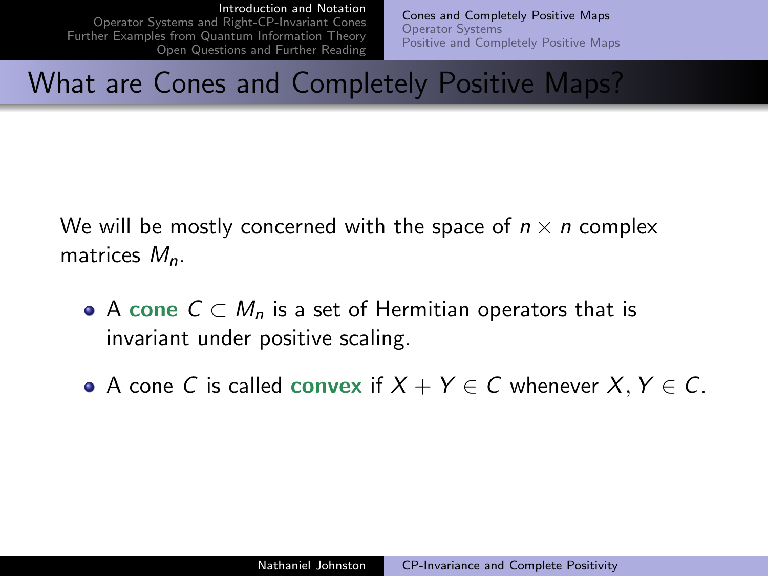# What are Cones and Completely Positive Maps?

We will be mostly concerned with the space of $n \times n$ complex matrices $M_n$.

- A **cone** $C \subset M_n$ is a set of Hermitian operators that is invariant under positive scaling.
- A cone $C$ is called **convex** if $X + Y \in C$ whenever $X, Y \in C$.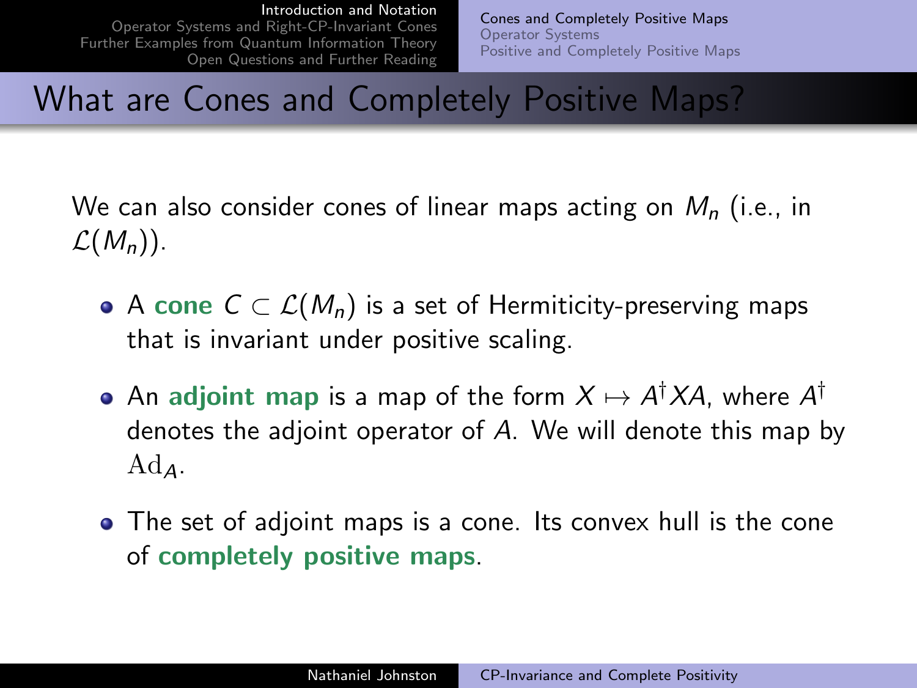# What are Cones and Completely Positive Maps?

We can also consider cones of linear maps acting on $M_n$ (i.e., in $\mathcal{L}(M_n)$).

- A **cone** $C \subset \mathcal{L}(M_n)$ is a set of Hermiticity-preserving maps that is invariant under positive scaling.
- An **adjoint map** is a map of the form $X \mapsto A^\dagger X A$, where $A^\dagger$ denotes the adjoint operator of $A$. We will denote this map by $\mathrm{Ad}_A$.
- The set of adjoint maps is a cone. Its convex hull is the cone of **completely positive maps**.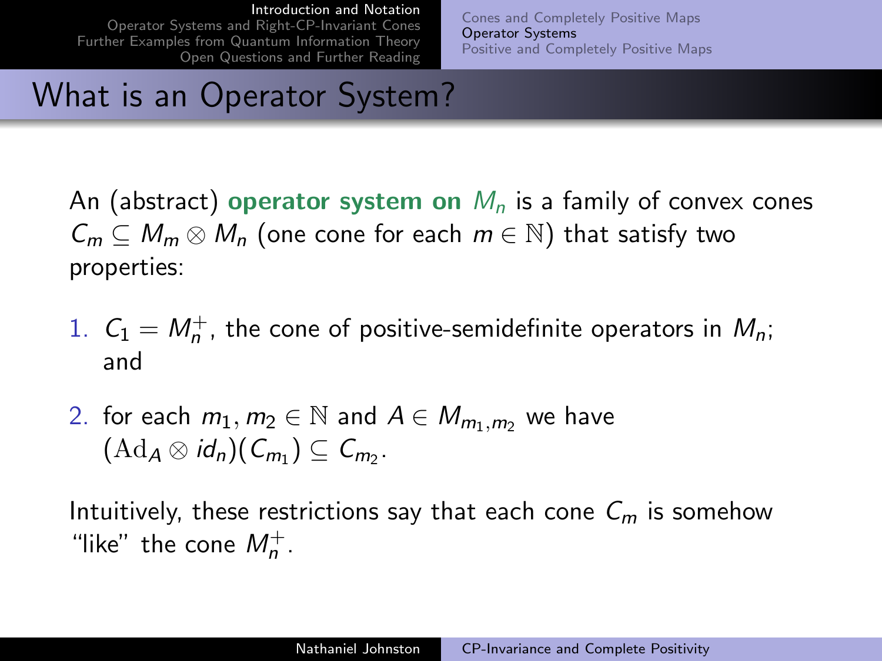# What is an Operator System?

An (abstract) **operator system on $M_n$** is a family of convex cones $C_m \subseteq M_m \otimes M_n$ (one cone for each $m \in \mathbb{N}$) that satisfy two properties:

1. $C_1 = M_n^+$, the cone of positive-semidefinite operators in $M_n$; and
2. for each $m_1, m_2 \in \mathbb{N}$ and $A \in M_{m_1,m_2}$ we have $(\mathrm{Ad}_A \otimes id_n)(C_{m_1}) \subseteq C_{m_2}$.

Intuitively, these restrictions say that each cone $C_m$ is somehow "like" the cone $M_n^+$.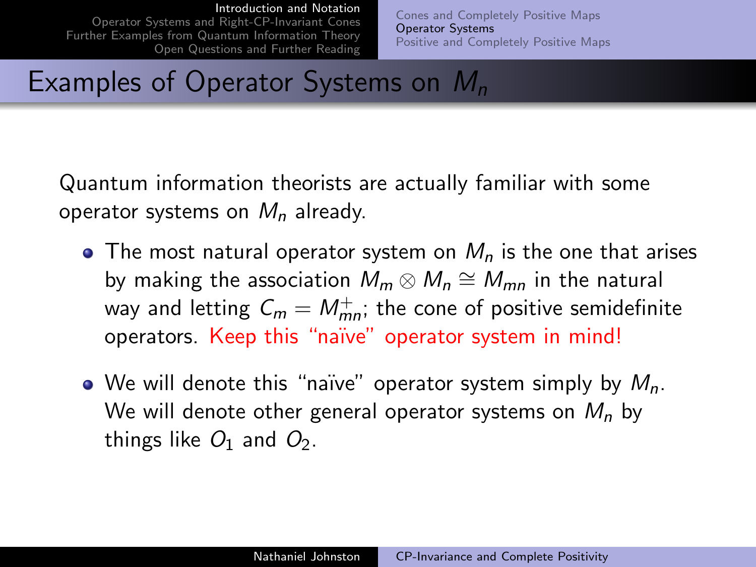# Examples of Operator Systems on $M_n$

Quantum information theorists are actually familiar with some operator systems on $M_n$ already.

- The most natural operator system on $M_n$ is the one that arises by making the association $M_m \otimes M_n \cong M_{mn}$ in the natural way and letting $C_m = M_{mn}^+$; the cone of positive semidefinite operators. Keep this "naïve" operator system in mind!
- We will denote this "naïve" operator system simply by $M_n$. We will denote other general operator systems on $M_n$ by things like $O_1$ and $O_2$.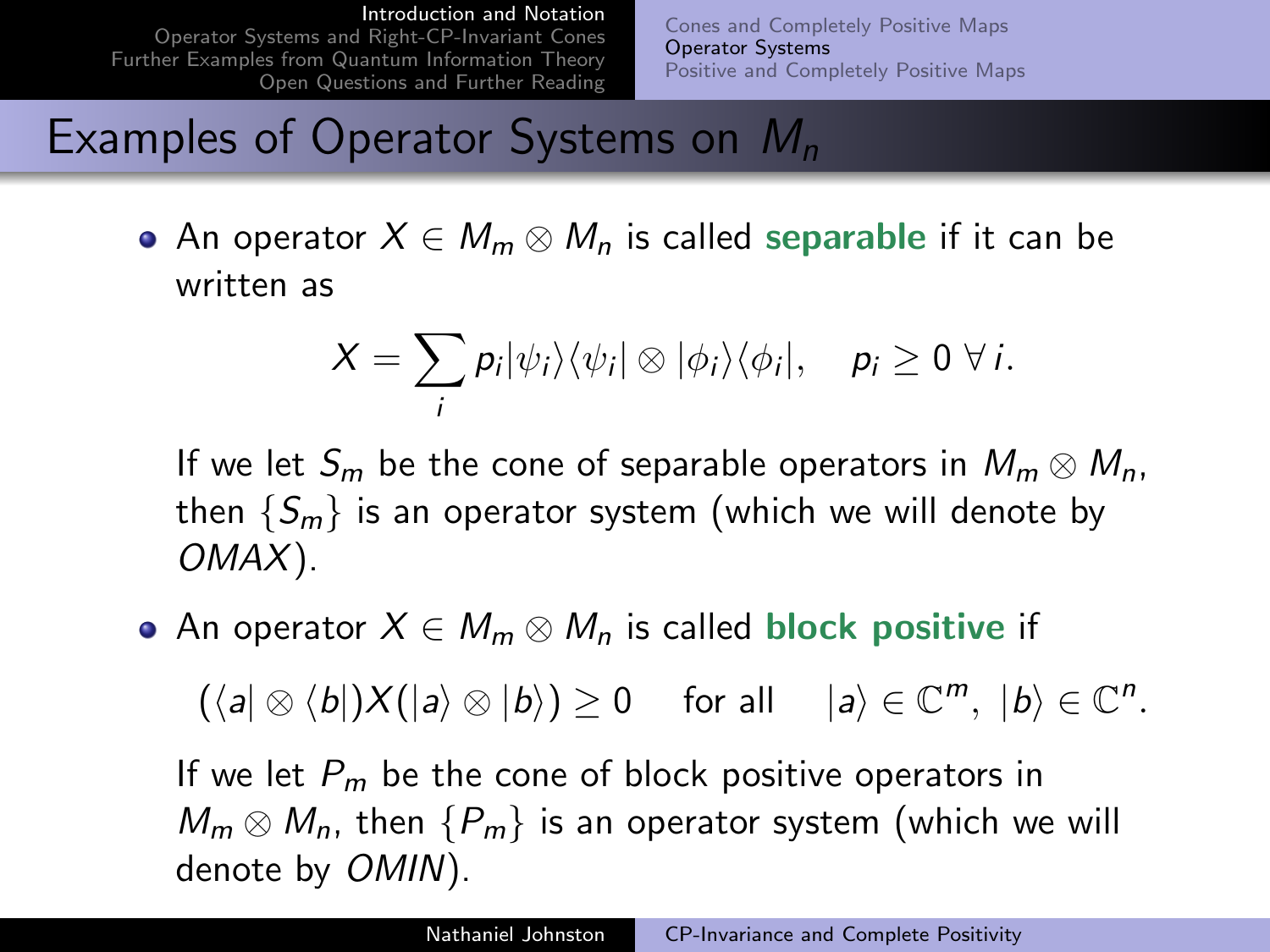# Examples of Operator Systems on $M_n$

- An operator $X \in M_m \otimes M_n$ is called **separable** if it can be written as

$$X = \sum_i p_i |\psi_i\rangle\langle\psi_i| \otimes |\phi_i\rangle\langle\phi_i|, \quad p_i \geq 0 \; \forall \, i.$$

  If we let $S_m$ be the cone of separable operators in $M_m \otimes M_n$, then $\{S_m\}$ is an operator system (which we will denote by *OMAX*).

- An operator $X \in M_m \otimes M_n$ is called **block positive** if

$$(\langle a| \otimes \langle b|)X(|a\rangle \otimes |b\rangle) \geq 0 \quad \text{for all} \quad |a\rangle \in \mathbb{C}^m, \; |b\rangle \in \mathbb{C}^n.$$

  If we let $P_m$ be the cone of block positive operators in $M_m \otimes M_n$, then $\{P_m\}$ is an operator system (which we will denote by *OMIN*).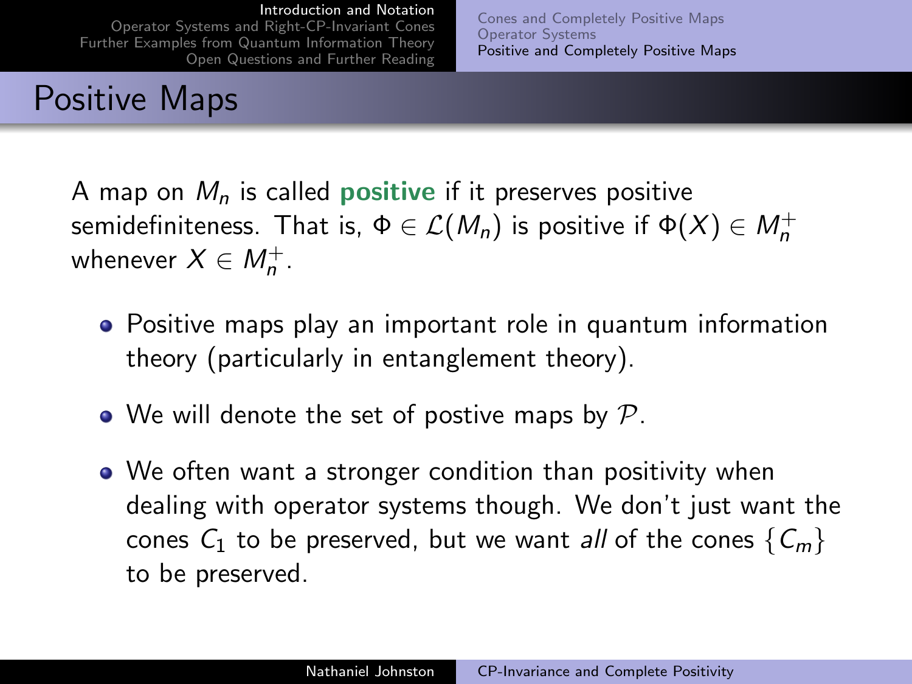# Positive Maps

A map on $M_n$ is called **positive** if it preserves positive semidefiniteness. That is, $\Phi \in \mathcal{L}(M_n)$ is positive if $\Phi(X) \in M_n^+$ whenever $X \in M_n^+$.

- Positive maps play an important role in quantum information theory (particularly in entanglement theory).
- We will denote the set of postive maps by $\mathcal{P}$.
- We often want a stronger condition than positivity when dealing with operator systems though. We don't just want the cones $C_1$ to be preserved, but we want *all* of the cones $\{C_m\}$ to be preserved.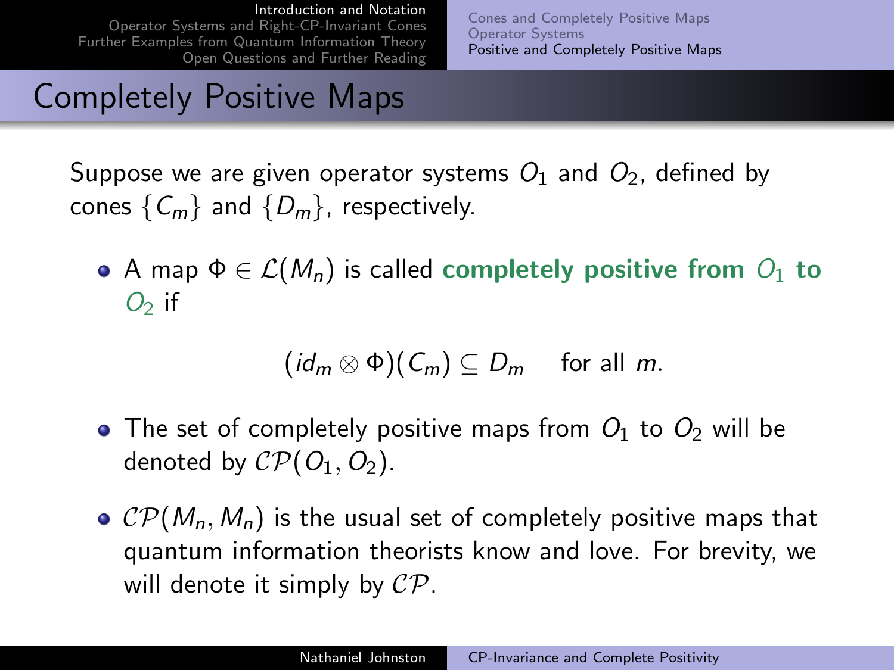## Completely Positive Maps

Suppose we are given operator systems $O_1$ and $O_2$, defined by cones $\{C_m\}$ and $\{D_m\}$, respectively.

- A map $\Phi \in \mathcal{L}(M_n)$ is called **completely positive from $O_1$ to $O_2$** if

$$(id_m \otimes \Phi)(C_m) \subseteq D_m \quad \text{for all } m.$$

- The set of completely positive maps from $O_1$ to $O_2$ will be denoted by $\mathcal{CP}(O_1, O_2)$.
- $\mathcal{CP}(M_n, M_n)$ is the usual set of completely positive maps that quantum information theorists know and love. For brevity, we will denote it simply by $\mathcal{CP}$.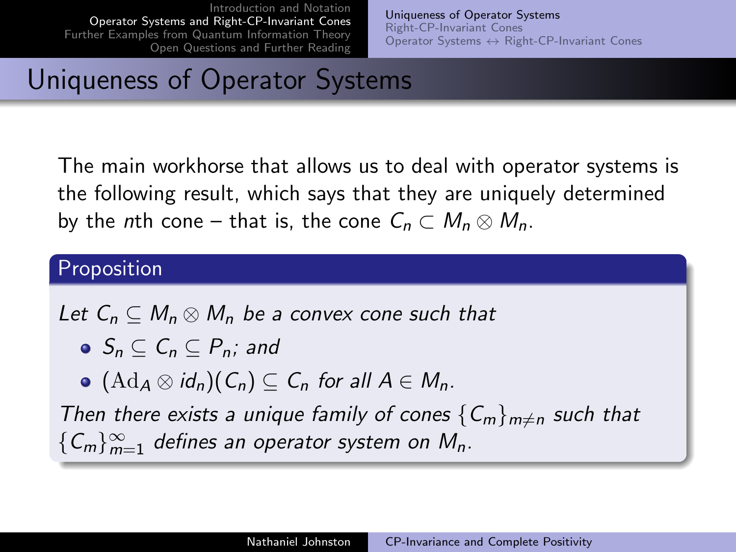# Uniqueness of Operator Systems

The main workhorse that allows us to deal with operator systems is the following result, which says that they are uniquely determined by the $n$th cone – that is, the cone $C_n \subset M_n \otimes M_n$.

**Proposition**

*Let $C_n \subseteq M_n \otimes M_n$ be a convex cone such that*

- $S_n \subseteq C_n \subseteq P_n$; *and*
- $(\mathrm{Ad}_A \otimes id_n)(C_n) \subseteq C_n$ *for all* $A \in M_n$.

*Then there exists a unique family of cones* $\{C_m\}_{m \neq n}$ *such that* $\{C_m\}_{m=1}^{\infty}$ *defines an operator system on* $M_n$.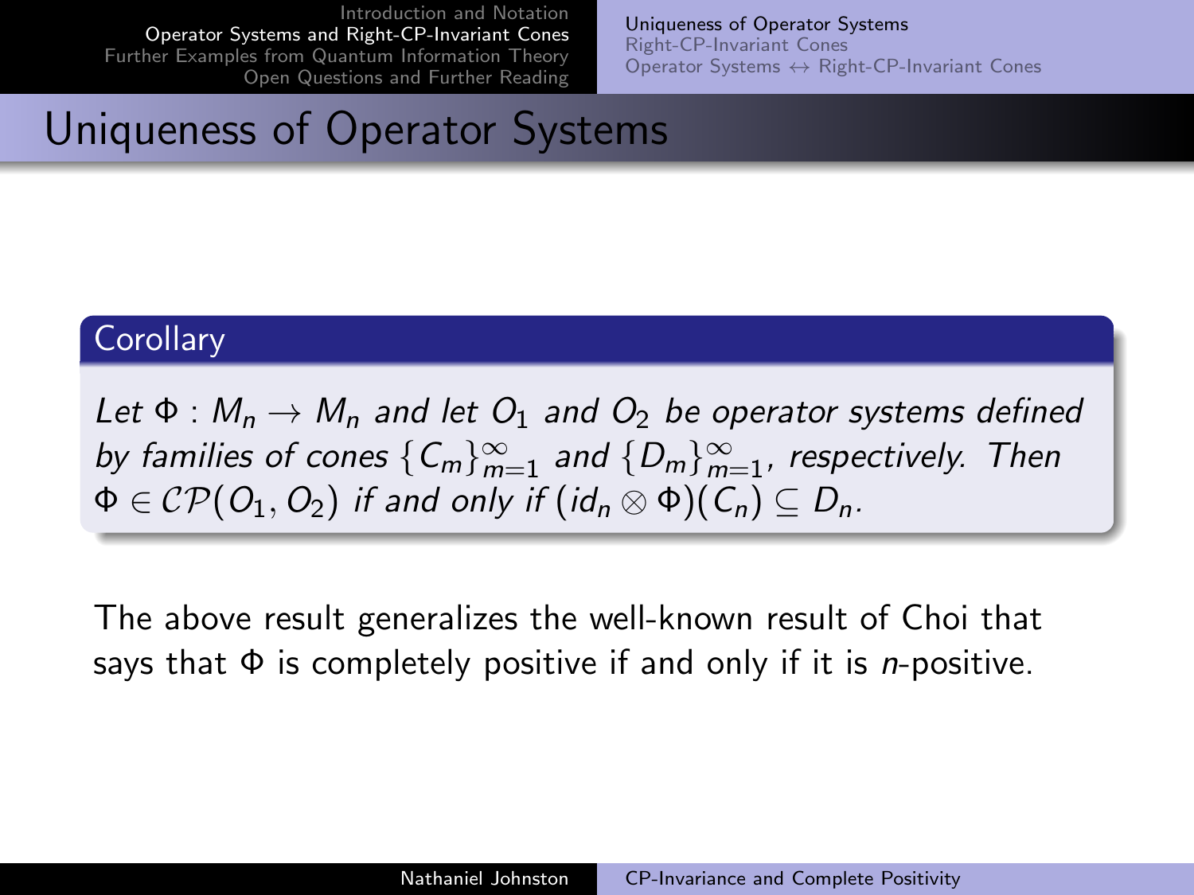## Uniqueness of Operator Systems

**Corollary**

*Let $\Phi : M_n \to M_n$ and let $O_1$ and $O_2$ be operator systems defined by families of cones $\{C_m\}_{m=1}^{\infty}$ and $\{D_m\}_{m=1}^{\infty}$, respectively. Then $\Phi \in \mathcal{CP}(O_1, O_2)$ if and only if $(id_n \otimes \Phi)(C_n) \subseteq D_n$.*

The above result generalizes the well-known result of Choi that says that $\Phi$ is completely positive if and only if it is $n$-positive.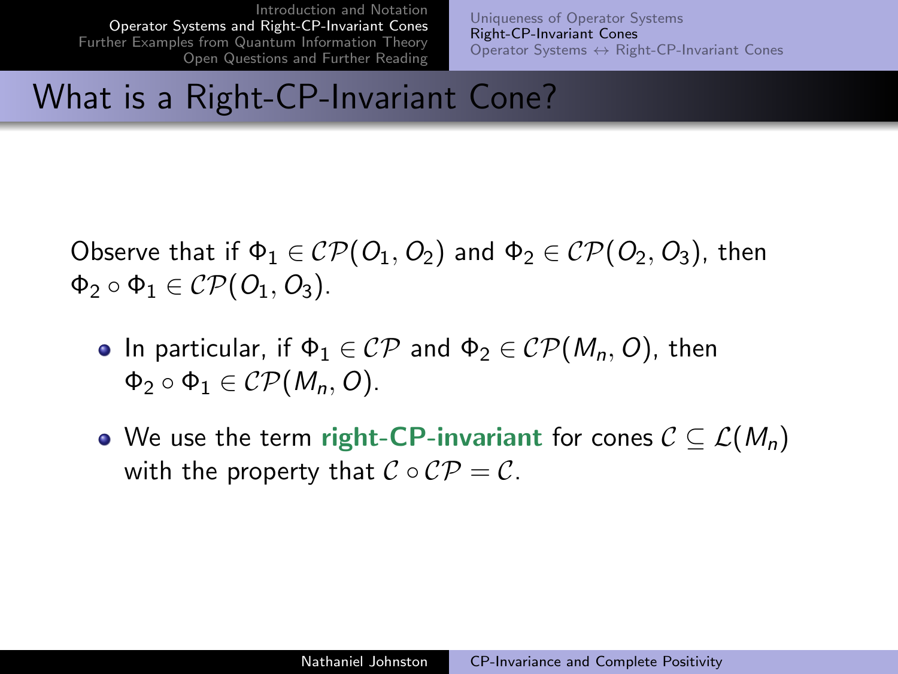# What is a Right-CP-Invariant Cone?

Observe that if $\Phi_1 \in \mathcal{CP}(O_1, O_2)$ and $\Phi_2 \in \mathcal{CP}(O_2, O_3)$, then $\Phi_2 \circ \Phi_1 \in \mathcal{CP}(O_1, O_3)$.

- In particular, if $\Phi_1 \in \mathcal{CP}$ and $\Phi_2 \in \mathcal{CP}(M_n, O)$, then $\Phi_2 \circ \Phi_1 \in \mathcal{CP}(M_n, O)$.
- We use the term **right-CP-invariant** for cones $\mathcal{C} \subseteq \mathcal{L}(M_n)$ with the property that $\mathcal{C} \circ \mathcal{CP} = \mathcal{C}$.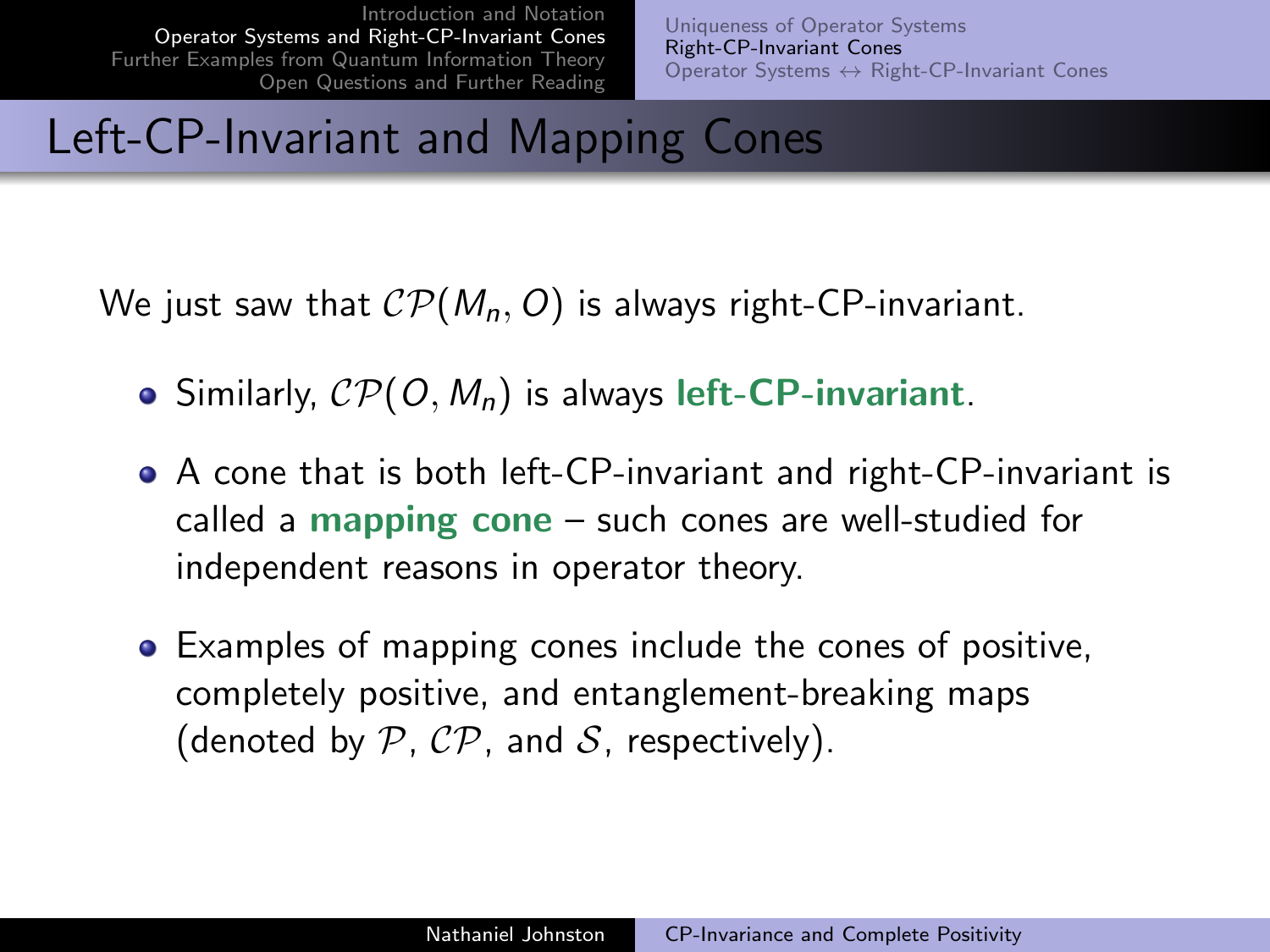# Left-CP-Invariant and Mapping Cones

We just saw that $\mathcal{CP}(M_n, O)$ is always right-CP-invariant.

- Similarly, $\mathcal{CP}(O, M_n)$ is always **left-CP-invariant**.
- A cone that is both left-CP-invariant and right-CP-invariant is called a **mapping cone** – such cones are well-studied for independent reasons in operator theory.
- Examples of mapping cones include the cones of positive, completely positive, and entanglement-breaking maps (denoted by $\mathcal{P}$, $\mathcal{CP}$, and $\mathcal{S}$, respectively).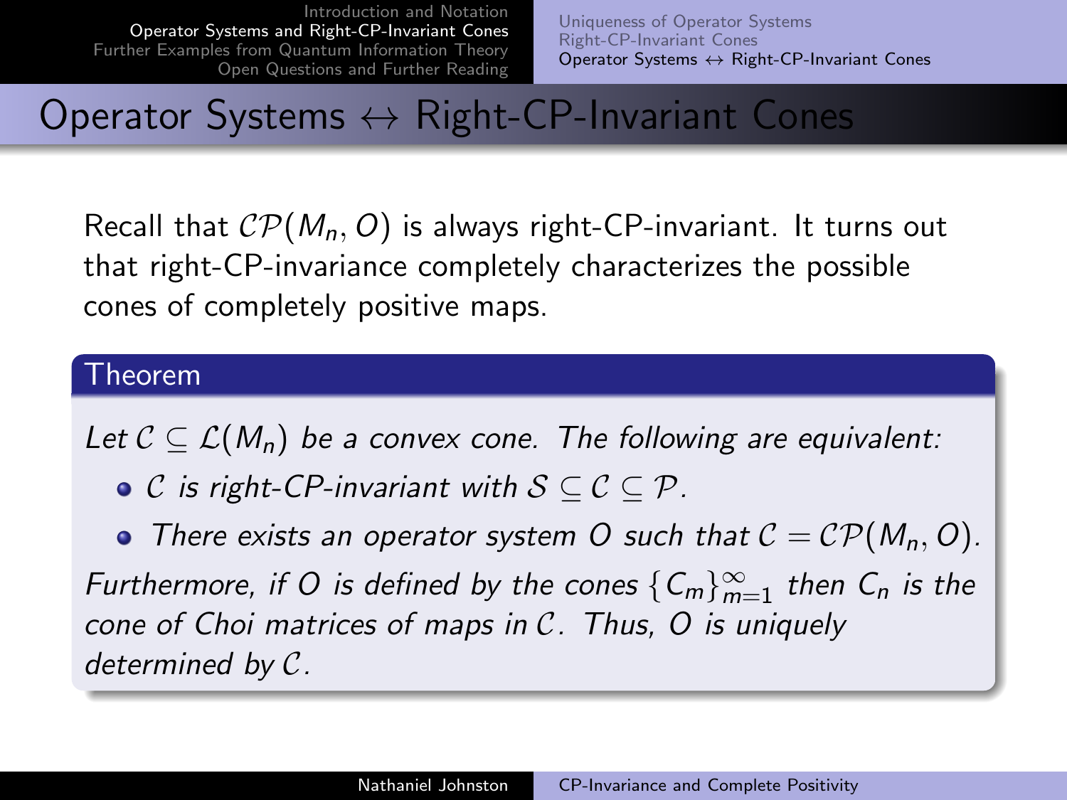# Operator Systems $\leftrightarrow$ Right-CP-Invariant Cones

Recall that $\mathcal{CP}(M_n, O)$ is always right-CP-invariant. It turns out that right-CP-invariance completely characterizes the possible cones of completely positive maps.

## Theorem

*Let $\mathcal{C} \subseteq \mathcal{L}(M_n)$ be a convex cone. The following are equivalent:*

- *$\mathcal{C}$ is right-CP-invariant with $\mathcal{S} \subseteq \mathcal{C} \subseteq \mathcal{P}$.*
- *There exists an operator system $O$ such that $\mathcal{C} = \mathcal{CP}(M_n, O)$.*

*Furthermore, if $O$ is defined by the cones $\{C_m\}_{m=1}^{\infty}$ then $C_n$ is the cone of Choi matrices of maps in $\mathcal{C}$. Thus, $O$ is uniquely determined by $\mathcal{C}$.*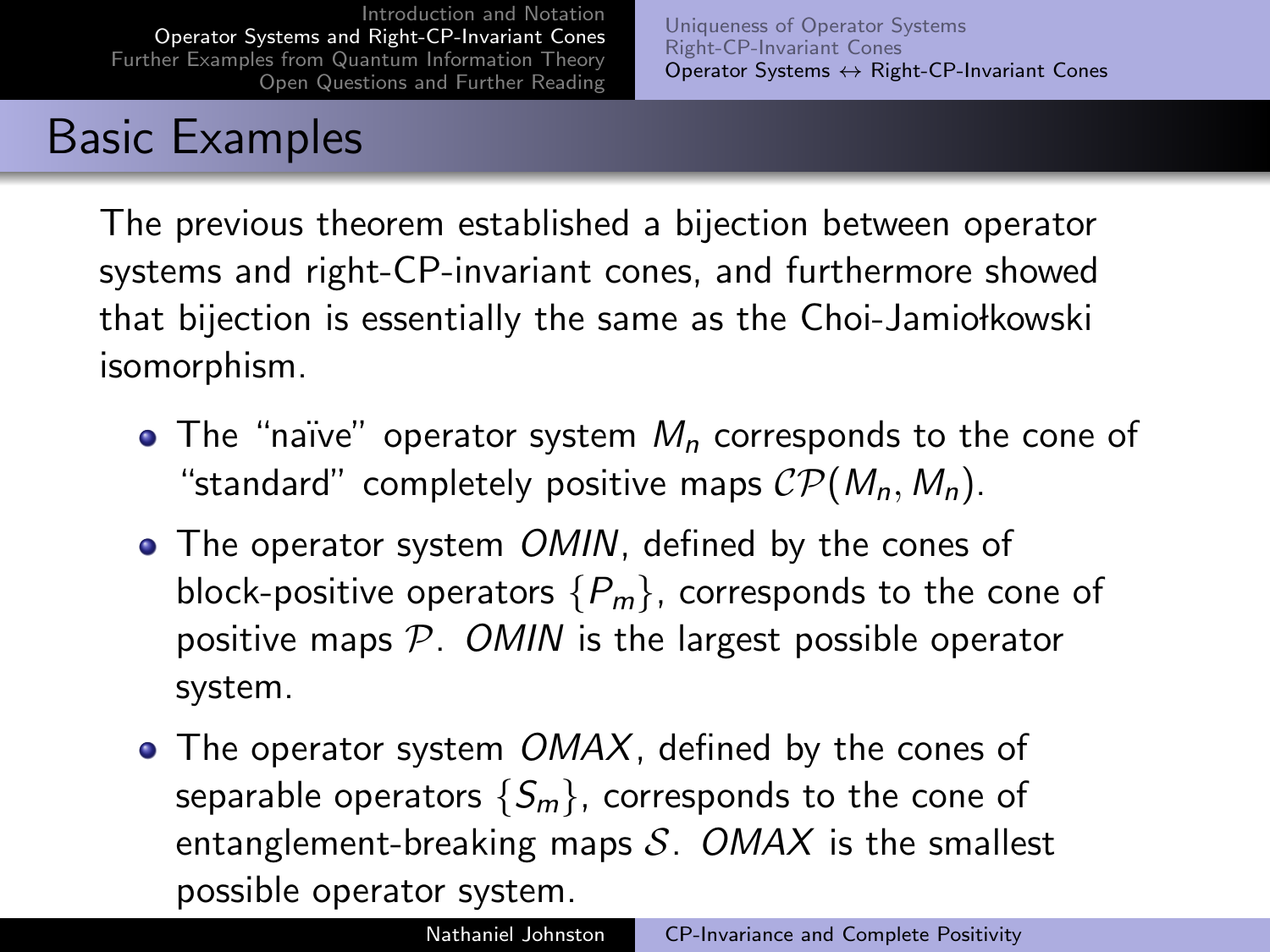# Basic Examples

The previous theorem established a bijection between operator systems and right-CP-invariant cones, and furthermore showed that bijection is essentially the same as the Choi-Jamiołkowski isomorphism.

- The "naïve" operator system $M_n$ corresponds to the cone of "standard" completely positive maps $\mathcal{CP}(M_n, M_n)$.
- The operator system $OMIN$, defined by the cones of block-positive operators $\{P_m\}$, corresponds to the cone of positive maps $\mathcal{P}$. $OMIN$ is the largest possible operator system.
- The operator system $OMAX$, defined by the cones of separable operators $\{S_m\}$, corresponds to the cone of entanglement-breaking maps $\mathcal{S}$. $OMAX$ is the smallest possible operator system.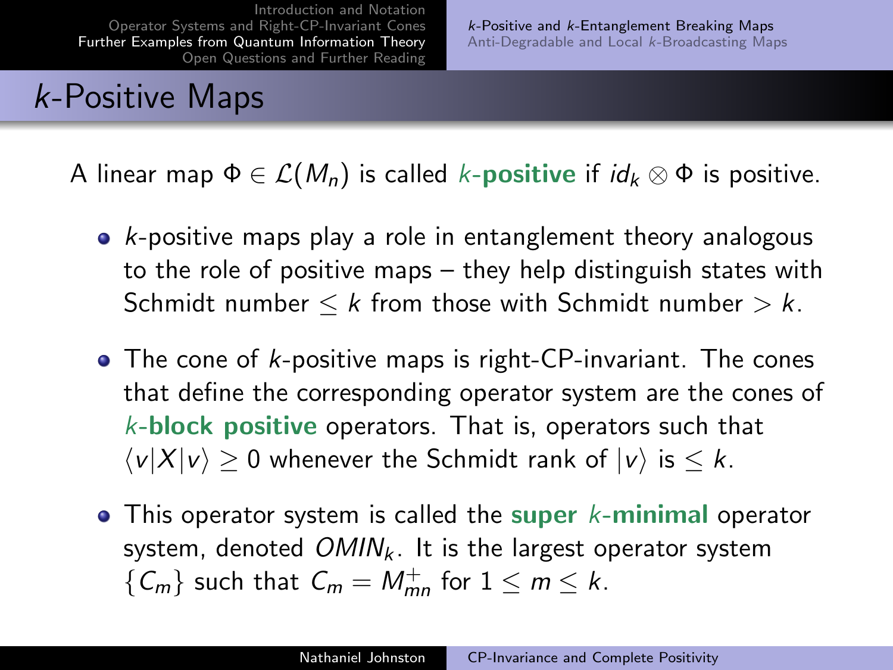# $k$-Positive Maps

A linear map $\Phi \in \mathcal{L}(M_n)$ is called **$k$-positive** if $id_k \otimes \Phi$ is positive.

- $k$-positive maps play a role in entanglement theory analogous to the role of positive maps – they help distinguish states with Schmidt number $\leq k$ from those with Schmidt number $> k$.
- The cone of $k$-positive maps is right-CP-invariant. The cones that define the corresponding operator system are the cones of **$k$-block positive** operators. That is, operators such that $\langle v|X|v\rangle \geq 0$ whenever the Schmidt rank of $|v\rangle$ is $\leq k$.
- This operator system is called the **super $k$-minimal** operator system, denoted $OMIN_k$. It is the largest operator system $\{C_m\}$ such that $C_m = M_{mn}^+$ for $1 \leq m \leq k$.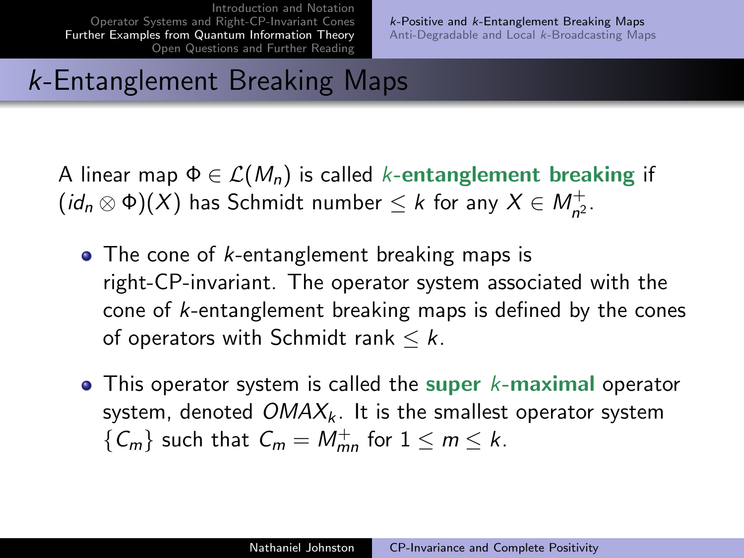# $k$-Entanglement Breaking Maps

A linear map $\Phi \in \mathcal{L}(M_n)$ is called ***k*-entanglement breaking** if $(id_n \otimes \Phi)(X)$ has Schmidt number $\leq k$ for any $X \in M_{n^2}^+$.

- The cone of $k$-entanglement breaking maps is right-CP-invariant. The operator system associated with the cone of $k$-entanglement breaking maps is defined by the cones of operators with Schmidt rank $\leq k$.
- This operator system is called the **super *k*-maximal** operator system, denoted $OMAX_k$. It is the smallest operator system $\{C_m\}$ such that $C_m = M_{mn}^+$ for $1 \leq m \leq k$.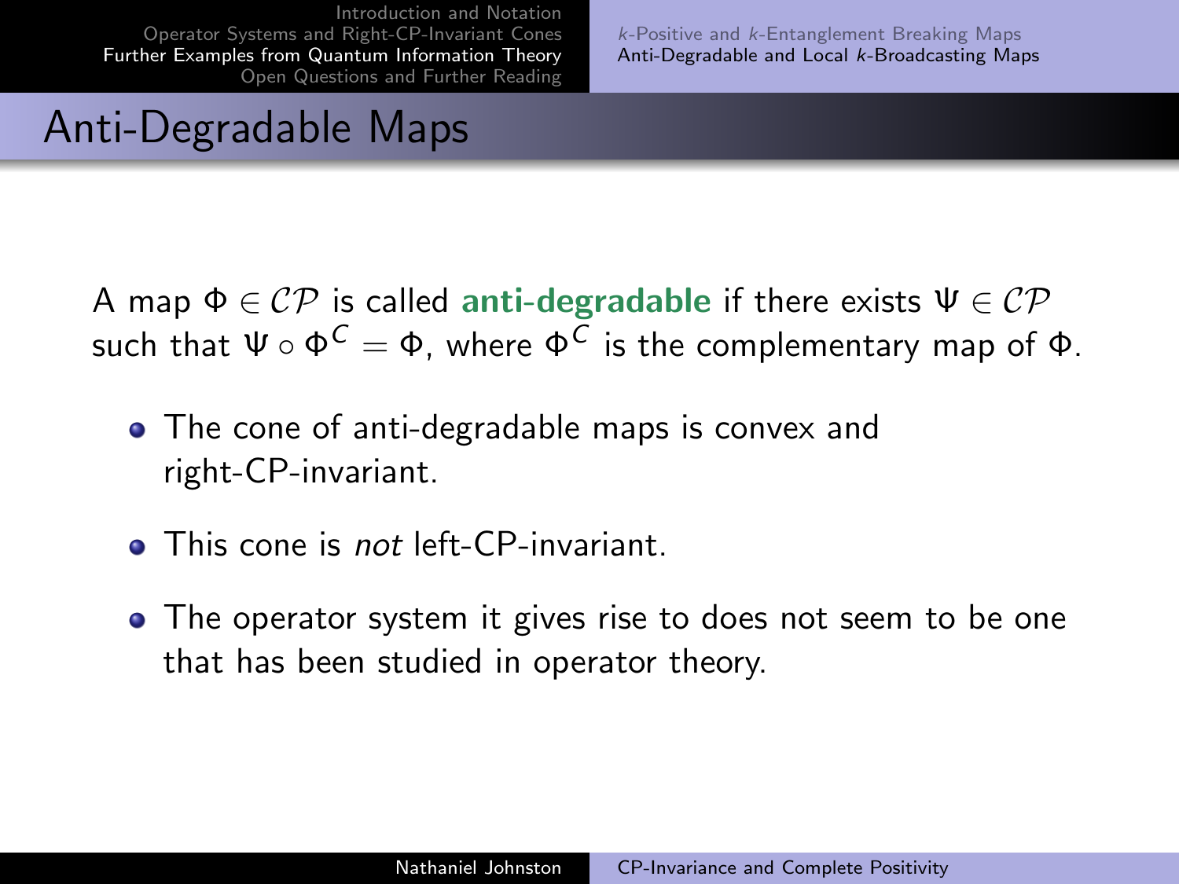# Anti-Degradable Maps

A map $\Phi \in \mathcal{CP}$ is called **anti-degradable** if there exists $\Psi \in \mathcal{CP}$ such that $\Psi \circ \Phi^C = \Phi$, where $\Phi^C$ is the complementary map of $\Phi$.

- The cone of anti-degradable maps is convex and right-CP-invariant.
- This cone is *not* left-CP-invariant.
- The operator system it gives rise to does not seem to be one that has been studied in operator theory.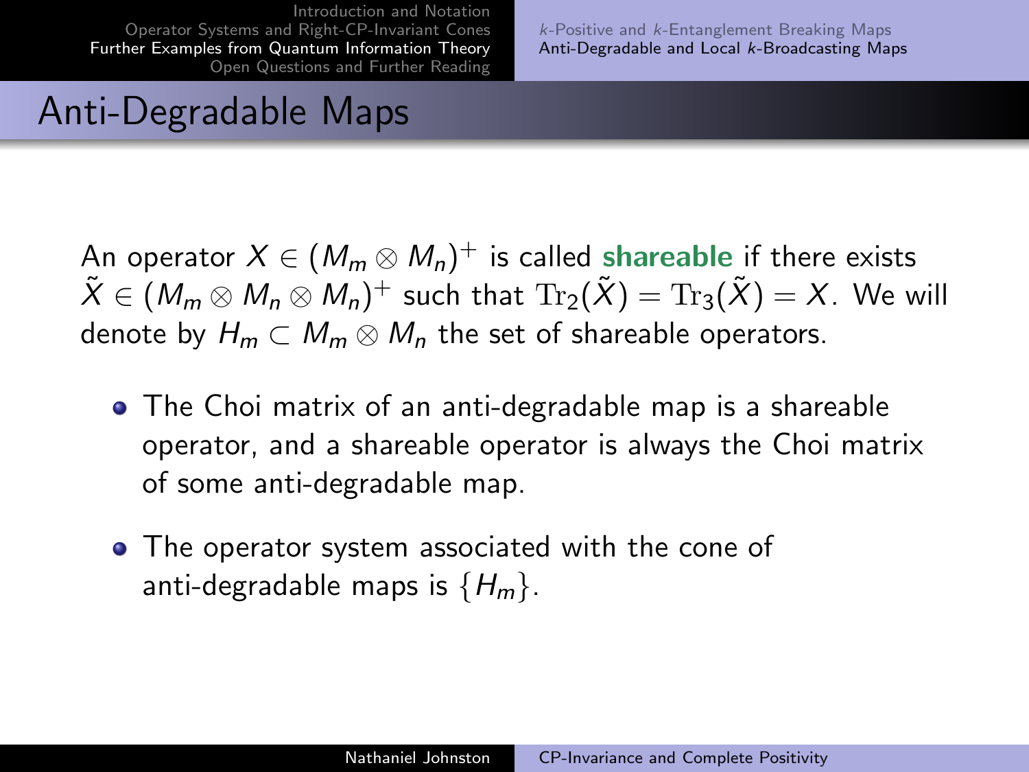## Anti-Degradable Maps

An operator $X \in (M_m \otimes M_n)^+$ is called **shareable** if there exists $\tilde{X} \in (M_m \otimes M_n \otimes M_n)^+$ such that $\mathrm{Tr}_2(\tilde{X}) = \mathrm{Tr}_3(\tilde{X}) = X$. We will denote by $H_m \subset M_m \otimes M_n$ the set of shareable operators.

- The Choi matrix of an anti-degradable map is a shareable operator, and a shareable operator is always the Choi matrix of some anti-degradable map.
- The operator system associated with the cone of anti-degradable maps is $\{H_m\}$.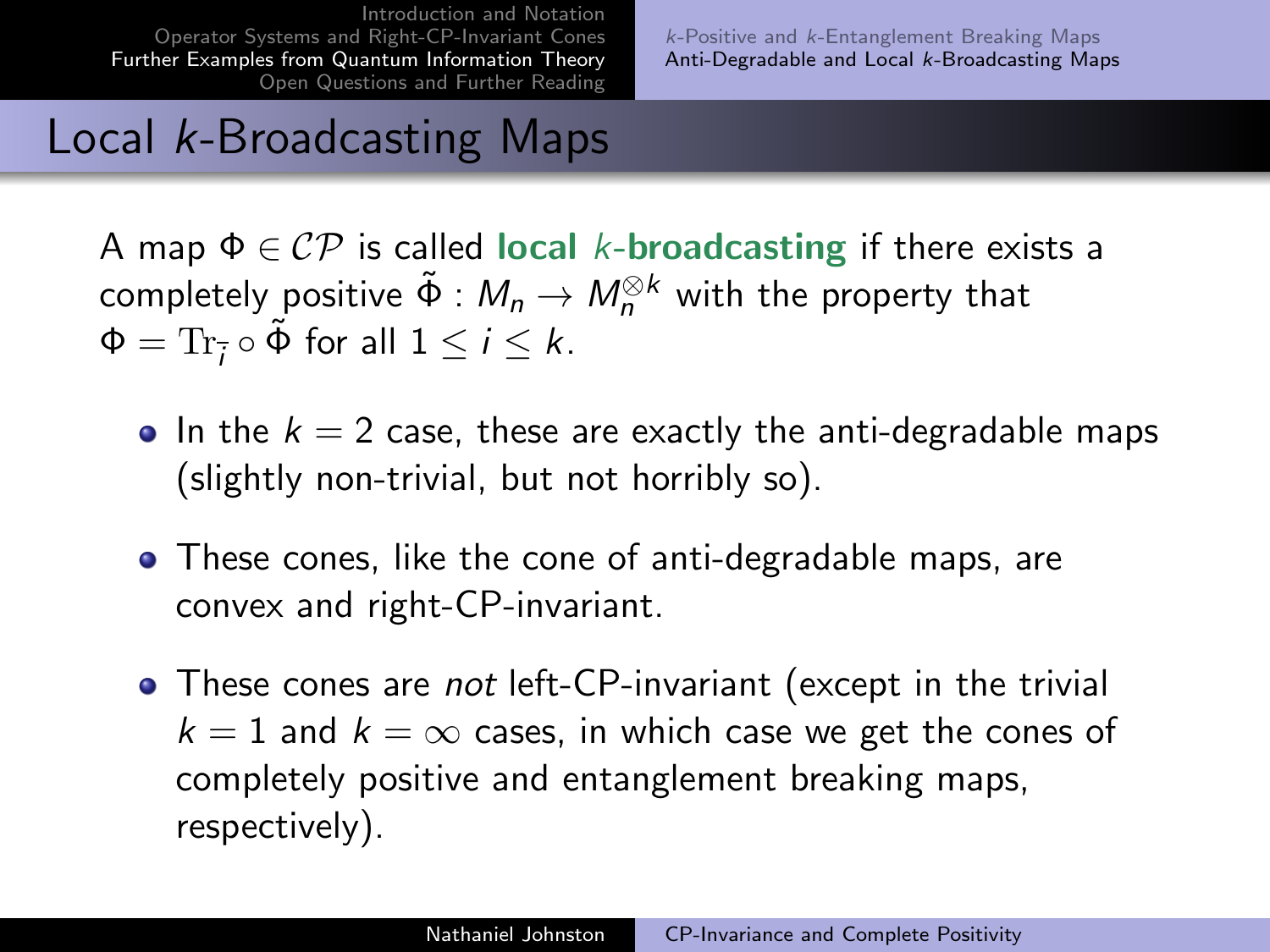# Local $k$-Broadcasting Maps

A map $\Phi \in \mathcal{CP}$ is called **local $k$-broadcasting** if there exists a completely positive $\tilde{\Phi} : M_n \to M_n^{\otimes k}$ with the property that $\Phi = \mathrm{Tr}_{\bar{i}} \circ \tilde{\Phi}$ for all $1 \leq i \leq k$.

- In the $k = 2$ case, these are exactly the anti-degradable maps (slightly non-trivial, but not horribly so).
- These cones, like the cone of anti-degradable maps, are convex and right-CP-invariant.
- These cones are *not* left-CP-invariant (except in the trivial $k = 1$ and $k = \infty$ cases, in which case we get the cones of completely positive and entanglement breaking maps, respectively).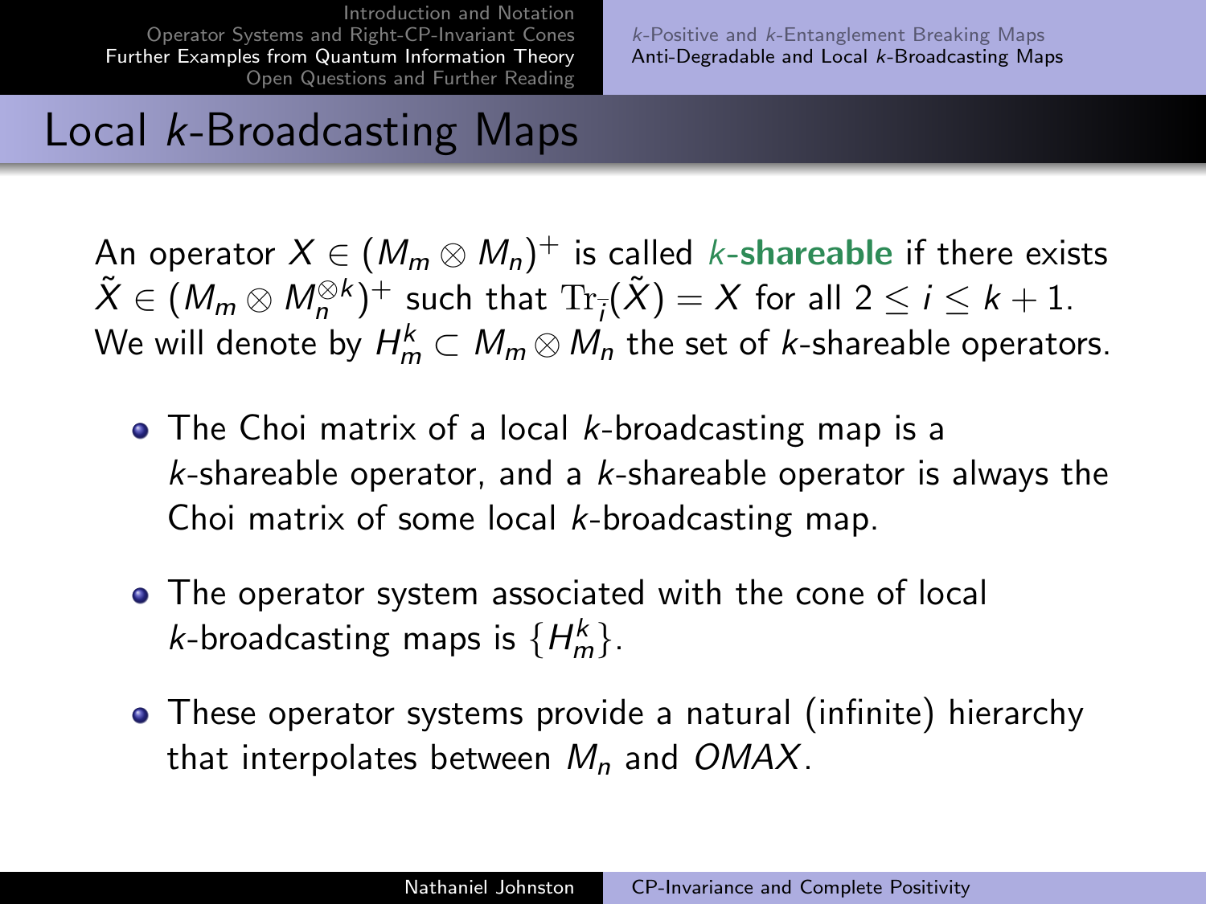# Local $k$-Broadcasting Maps

An operator $X \in (M_m \otimes M_n)^+$ is called ***k*-shareable** if there exists $\tilde{X} \in (M_m \otimes M_n^{\otimes k})^+$ such that $\mathrm{Tr}_{\bar{i}}(\tilde{X}) = X$ for all $2 \leq i \leq k+1$. We will denote by $H_m^k \subset M_m \otimes M_n$ the set of $k$-shareable operators.

- The Choi matrix of a local $k$-broadcasting map is a $k$-shareable operator, and a $k$-shareable operator is always the Choi matrix of some local $k$-broadcasting map.
- The operator system associated with the cone of local $k$-broadcasting maps is $\{H_m^k\}$.
- These operator systems provide a natural (infinite) hierarchy that interpolates between $M_n$ and $OMAX$.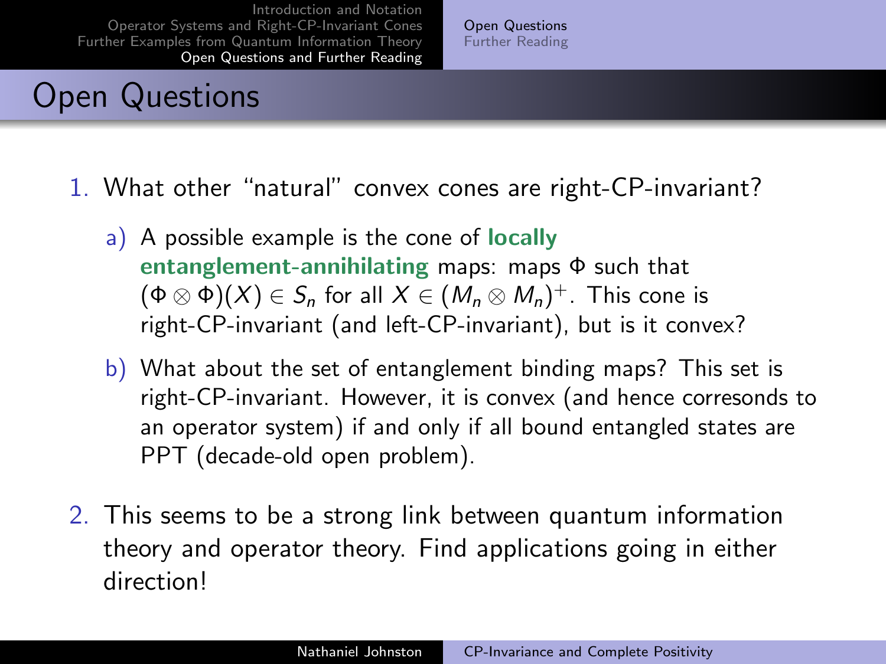# Open Questions

1. What other "natural" convex cones are right-CP-invariant?

   a) A possible example is the cone of **locally entanglement-annihilating** maps: maps $\Phi$ such that $(\Phi \otimes \Phi)(X) \in S_n$ for all $X \in (M_n \otimes M_n)^+$. This cone is right-CP-invariant (and left-CP-invariant), but is it convex?

   b) What about the set of entanglement binding maps? This set is right-CP-invariant. However, it is convex (and hence coresonds to an operator system) if and only if all bound entangled states are PPT (decade-old open problem).

2. This seems to be a strong link between quantum information theory and operator theory. Find applications going in either direction!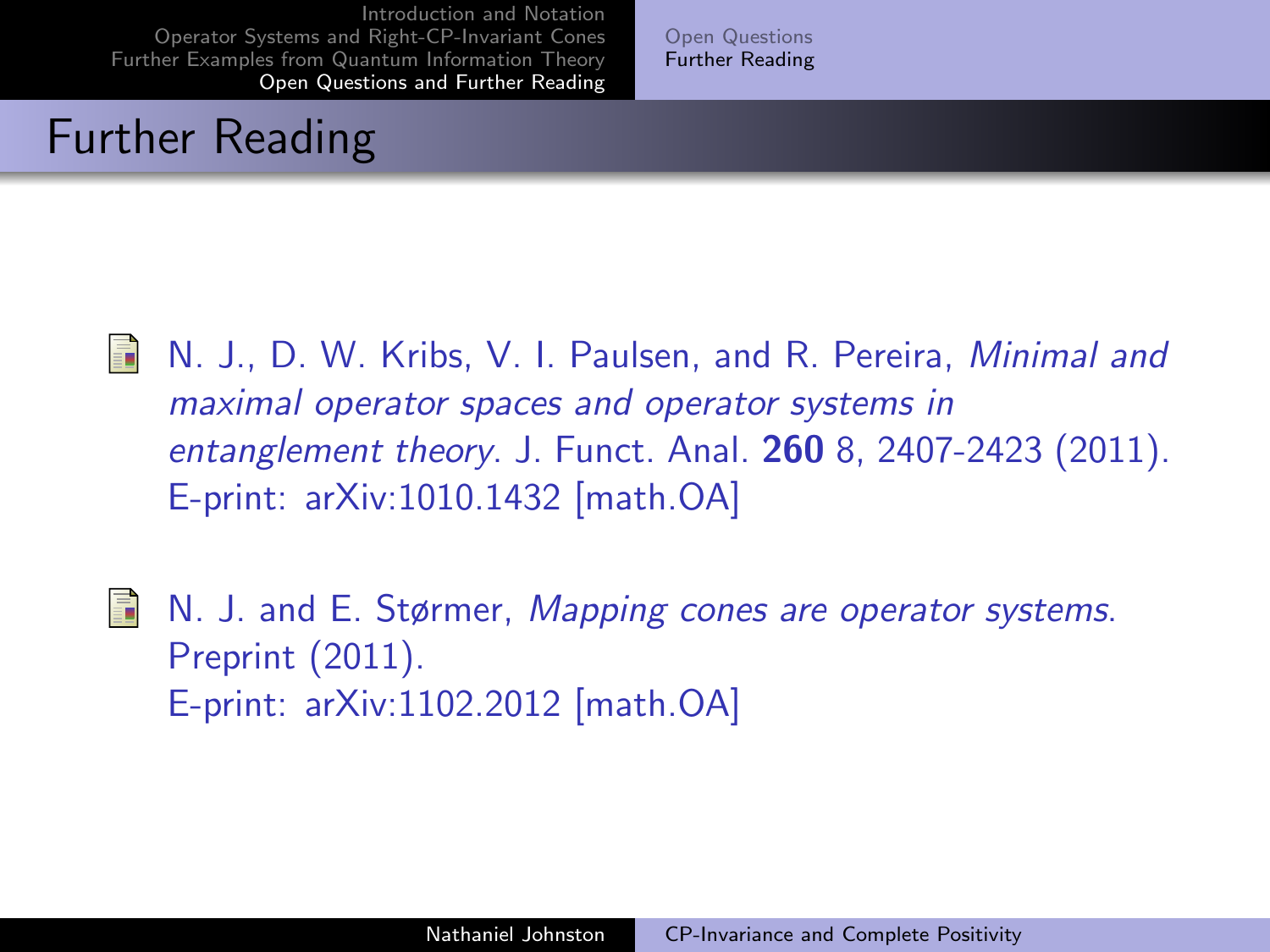# Further Reading

- N. J., D. W. Kribs, V. I. Paulsen, and R. Pereira, *Minimal and maximal operator spaces and operator systems in entanglement theory*. J. Funct. Anal. **260** 8, 2407-2423 (2011). E-print: arXiv:1010.1432 [math.OA]

- N. J. and E. Størmer, *Mapping cones are operator systems*. Preprint (2011). E-print: arXiv:1102.2012 [math.OA]